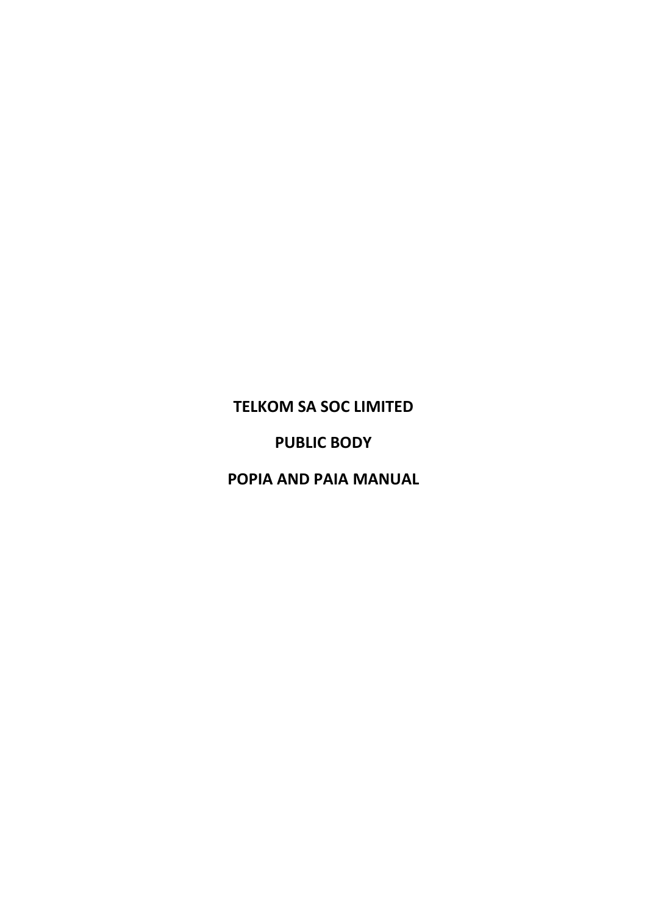**TELKOM SA SOC LIMITED**

**PUBLIC BODY**

**POPIA AND PAIA MANUAL**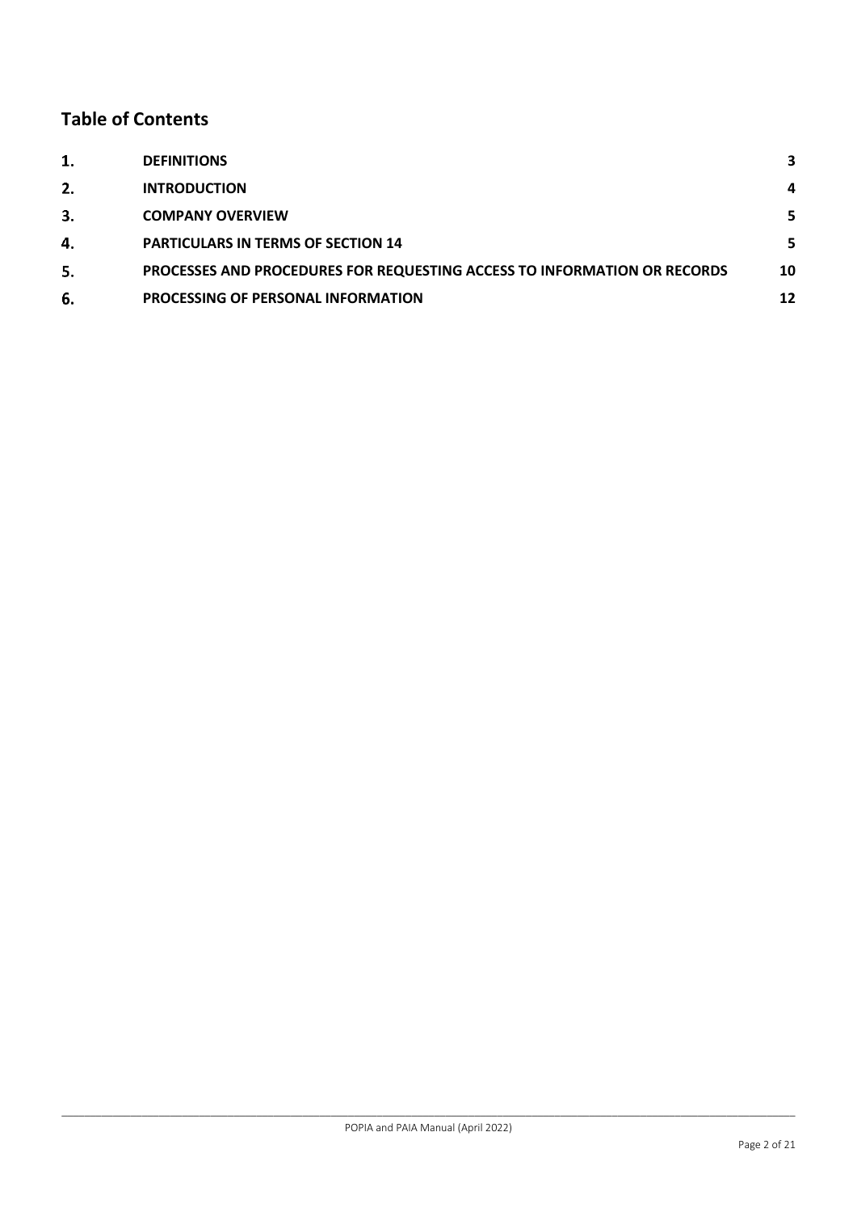## Table of Contents

| | | |
|---|---|---|
| **1.** | **DEFINITIONS** | **3** |
| **2.** | **INTRODUCTION** | **4** |
| **3.** | **COMPANY OVERVIEW** | **5** |
| **4.** | **PARTICULARS IN TERMS OF SECTION 14** | **5** |
| **5.** | **PROCESSES AND PROCEDURES FOR REQUESTING ACCESS TO INFORMATION OR RECORDS** | **10** |
| **6.** | **PROCESSING OF PERSONAL INFORMATION** | **12** |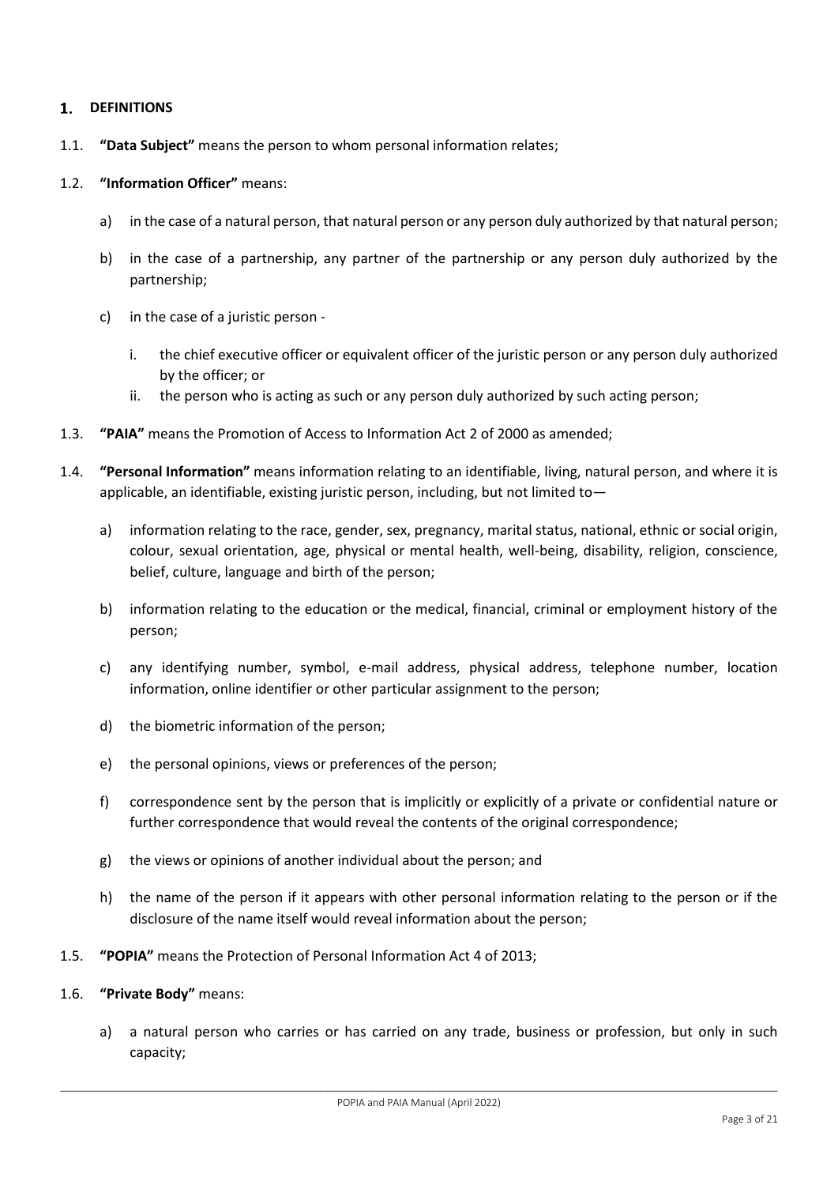## 1. DEFINITIONS

1.1. **"Data Subject"** means the person to whom personal information relates;

1.2. **"Information Officer"** means:

a) in the case of a natural person, that natural person or any person duly authorized by that natural person;

b) in the case of a partnership, any partner of the partnership or any person duly authorized by the partnership;

c) in the case of a juristic person -

i. the chief executive officer or equivalent officer of the juristic person or any person duly authorized by the officer; or

ii. the person who is acting as such or any person duly authorized by such acting person;

1.3. **"PAIA"** means the Promotion of Access to Information Act 2 of 2000 as amended;

1.4. **"Personal Information"** means information relating to an identifiable, living, natural person, and where it is applicable, an identifiable, existing juristic person, including, but not limited to—

a) information relating to the race, gender, sex, pregnancy, marital status, national, ethnic or social origin, colour, sexual orientation, age, physical or mental health, well-being, disability, religion, conscience, belief, culture, language and birth of the person;

b) information relating to the education or the medical, financial, criminal or employment history of the person;

c) any identifying number, symbol, e-mail address, physical address, telephone number, location information, online identifier or other particular assignment to the person;

d) the biometric information of the person;

e) the personal opinions, views or preferences of the person;

f) correspondence sent by the person that is implicitly or explicitly of a private or confidential nature or further correspondence that would reveal the contents of the original correspondence;

g) the views or opinions of another individual about the person; and

h) the name of the person if it appears with other personal information relating to the person or if the disclosure of the name itself would reveal information about the person;

1.5. **"POPIA"** means the Protection of Personal Information Act 4 of 2013;

1.6. **"Private Body"** means:

a) a natural person who carries or has carried on any trade, business or profession, but only in such capacity;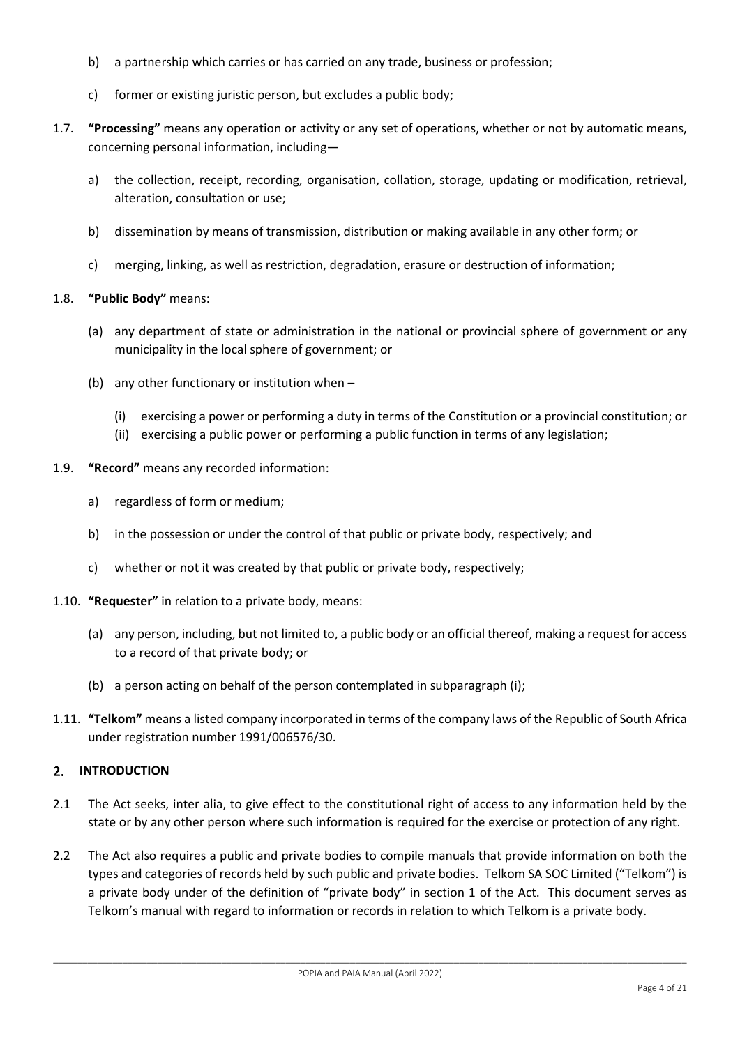b) a partnership which carries or has carried on any trade, business or profession;

c) former or existing juristic person, but excludes a public body;

1.7. **"Processing"** means any operation or activity or any set of operations, whether or not by automatic means, concerning personal information, including—

a) the collection, receipt, recording, organisation, collation, storage, updating or modification, retrieval, alteration, consultation or use;

b) dissemination by means of transmission, distribution or making available in any other form; or

c) merging, linking, as well as restriction, degradation, erasure or destruction of information;

1.8. **"Public Body"** means:

(a) any department of state or administration in the national or provincial sphere of government or any municipality in the local sphere of government; or

(b) any other functionary or institution when –

(i) exercising a power or performing a duty in terms of the Constitution or a provincial constitution; or
(ii) exercising a public power or performing a public function in terms of any legislation;

1.9. **"Record"** means any recorded information:

a) regardless of form or medium;

b) in the possession or under the control of that public or private body, respectively; and

c) whether or not it was created by that public or private body, respectively;

1.10. **"Requester"** in relation to a private body, means:

(a) any person, including, but not limited to, a public body or an official thereof, making a request for access to a record of that private body; or

(b) a person acting on behalf of the person contemplated in subparagraph (i);

1.11. **"Telkom"** means a listed company incorporated in terms of the company laws of the Republic of South Africa under registration number 1991/006576/30.

## 2. INTRODUCTION

2.1 The Act seeks, inter alia, to give effect to the constitutional right of access to any information held by the state or by any other person where such information is required for the exercise or protection of any right.

2.2 The Act also requires a public and private bodies to compile manuals that provide information on both the types and categories of records held by such public and private bodies. Telkom SA SOC Limited ("Telkom") is a private body under of the definition of "private body" in section 1 of the Act. This document serves as Telkom's manual with regard to information or records in relation to which Telkom is a private body.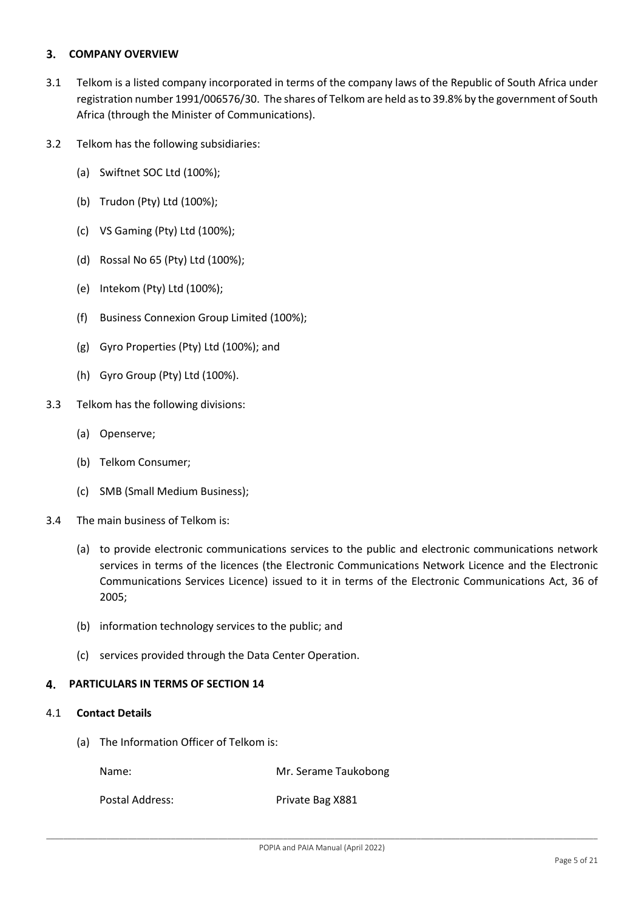## 3. COMPANY OVERVIEW

3.1 Telkom is a listed company incorporated in terms of the company laws of the Republic of South Africa under registration number 1991/006576/30. The shares of Telkom are held as to 39.8% by the government of South Africa (through the Minister of Communications).

3.2 Telkom has the following subsidiaries:

- (a) Swiftnet SOC Ltd (100%);
- (b) Trudon (Pty) Ltd (100%);
- (c) VS Gaming (Pty) Ltd (100%);
- (d) Rossal No 65 (Pty) Ltd (100%);
- (e) Intekom (Pty) Ltd (100%);
- (f) Business Connexion Group Limited (100%);
- (g) Gyro Properties (Pty) Ltd (100%); and
- (h) Gyro Group (Pty) Ltd (100%).

3.3 Telkom has the following divisions:

- (a) Openserve;
- (b) Telkom Consumer;
- (c) SMB (Small Medium Business);

3.4 The main business of Telkom is:

- (a) to provide electronic communications services to the public and electronic communications network services in terms of the licences (the Electronic Communications Network Licence and the Electronic Communications Services Licence) issued to it in terms of the Electronic Communications Act, 36 of 2005;
- (b) information technology services to the public; and
- (c) services provided through the Data Center Operation.

## 4. PARTICULARS IN TERMS OF SECTION 14

### 4.1 Contact Details

(a) The Information Officer of Telkom is:

| | |
|---|---|
| Name: | Mr. Serame Taukobong |
| Postal Address: | Private Bag X881 |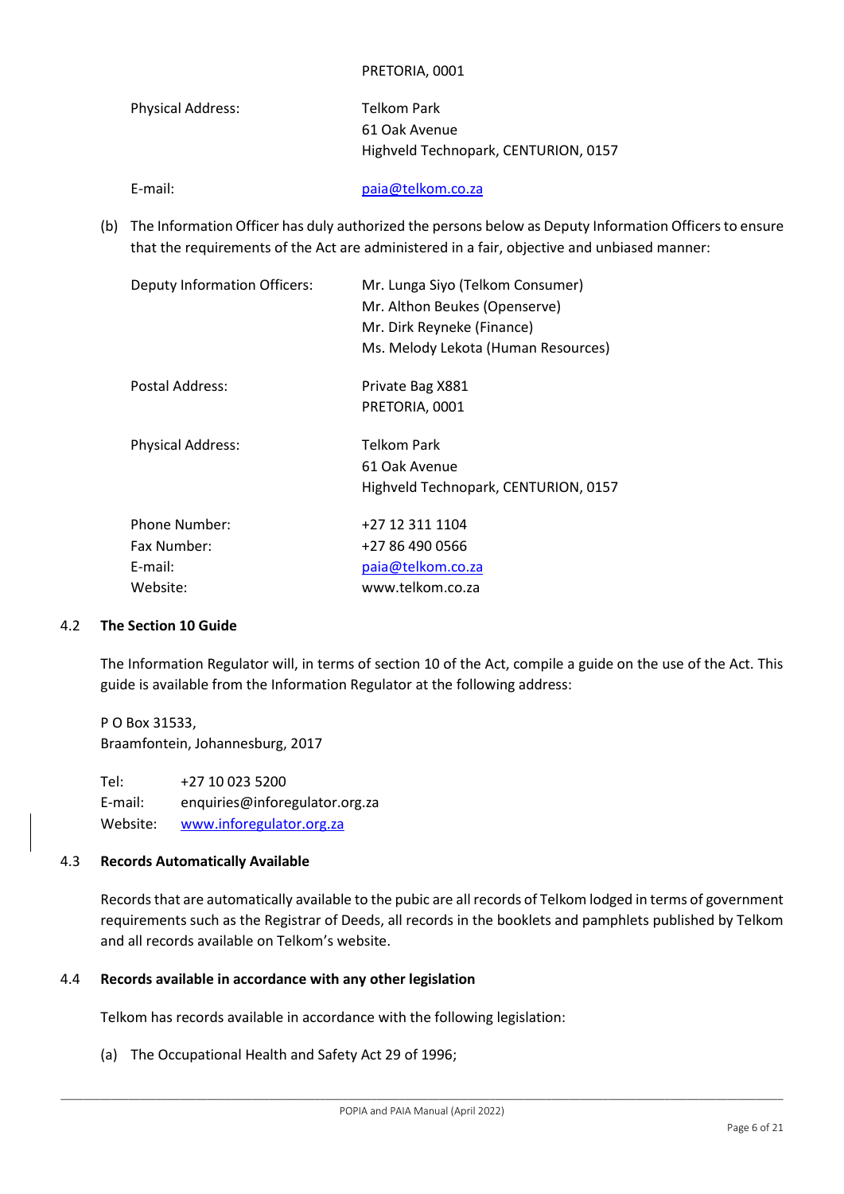PRETORIA, 0001

| | |
|---|---|
| Physical Address: | Telkom Park<br>61 Oak Avenue<br>Highveld Technopark, CENTURION, 0157 |
| E-mail: | paia@telkom.co.za |

(b) The Information Officer has duly authorized the persons below as Deputy Information Officers to ensure that the requirements of the Act are administered in a fair, objective and unbiased manner:

| | |
|---|---|
| Deputy Information Officers: | Mr. Lunga Siyo (Telkom Consumer)<br>Mr. Althon Beukes (Openserve)<br>Mr. Dirk Reyneke (Finance)<br>Ms. Melody Lekota (Human Resources) |
| Postal Address: | Private Bag X881<br>PRETORIA, 0001 |
| Physical Address: | Telkom Park<br>61 Oak Avenue<br>Highveld Technopark, CENTURION, 0157 |
| Phone Number: | +27 12 311 1104 |
| Fax Number: | +27 86 490 0566 |
| E-mail: | paia@telkom.co.za |
| Website: | www.telkom.co.za |

## 4.2 The Section 10 Guide

The Information Regulator will, in terms of section 10 of the Act, compile a guide on the use of the Act. This guide is available from the Information Regulator at the following address:

P O Box 31533,
Braamfontein, Johannesburg, 2017

| | |
|---|---|
| Tel: | +27 10 023 5200 |
| E-mail: | enquiries@inforegulator.org.za |
| Website: | www.inforegulator.org.za |

## 4.3 Records Automatically Available

Records that are automatically available to the pubic are all records of Telkom lodged in terms of government requirements such as the Registrar of Deeds, all records in the booklets and pamphlets published by Telkom and all records available on Telkom's website.

## 4.4 Records available in accordance with any other legislation

Telkom has records available in accordance with the following legislation:

(a) The Occupational Health and Safety Act 29 of 1996;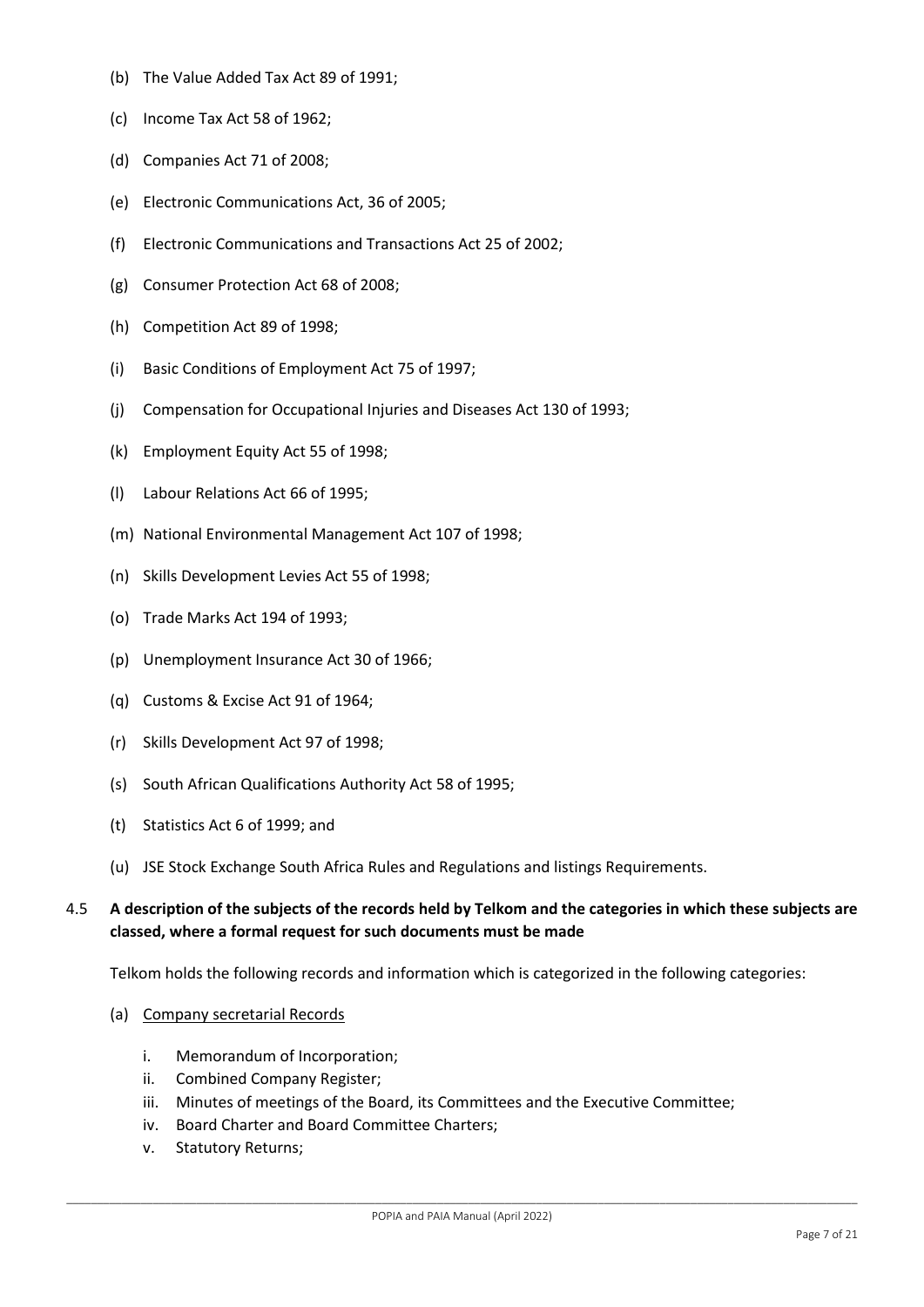(b) The Value Added Tax Act 89 of 1991;

(c) Income Tax Act 58 of 1962;

(d) Companies Act 71 of 2008;

(e) Electronic Communications Act, 36 of 2005;

(f) Electronic Communications and Transactions Act 25 of 2002;

(g) Consumer Protection Act 68 of 2008;

(h) Competition Act 89 of 1998;

(i) Basic Conditions of Employment Act 75 of 1997;

(j) Compensation for Occupational Injuries and Diseases Act 130 of 1993;

(k) Employment Equity Act 55 of 1998;

(l) Labour Relations Act 66 of 1995;

(m) National Environmental Management Act 107 of 1998;

(n) Skills Development Levies Act 55 of 1998;

(o) Trade Marks Act 194 of 1993;

(p) Unemployment Insurance Act 30 of 1966;

(q) Customs & Excise Act 91 of 1964;

(r) Skills Development Act 97 of 1998;

(s) South African Qualifications Authority Act 58 of 1995;

(t) Statistics Act 6 of 1999; and

(u) JSE Stock Exchange South Africa Rules and Regulations and listings Requirements.

4.5 **A description of the subjects of the records held by Telkom and the categories in which these subjects are classed, where a formal request for such documents must be made**

Telkom holds the following records and information which is categorized in the following categories:

(a) <u>Company secretarial Records</u>

i. Memorandum of Incorporation;
ii. Combined Company Register;
iii. Minutes of meetings of the Board, its Committees and the Executive Committee;
iv. Board Charter and Board Committee Charters;
v. Statutory Returns;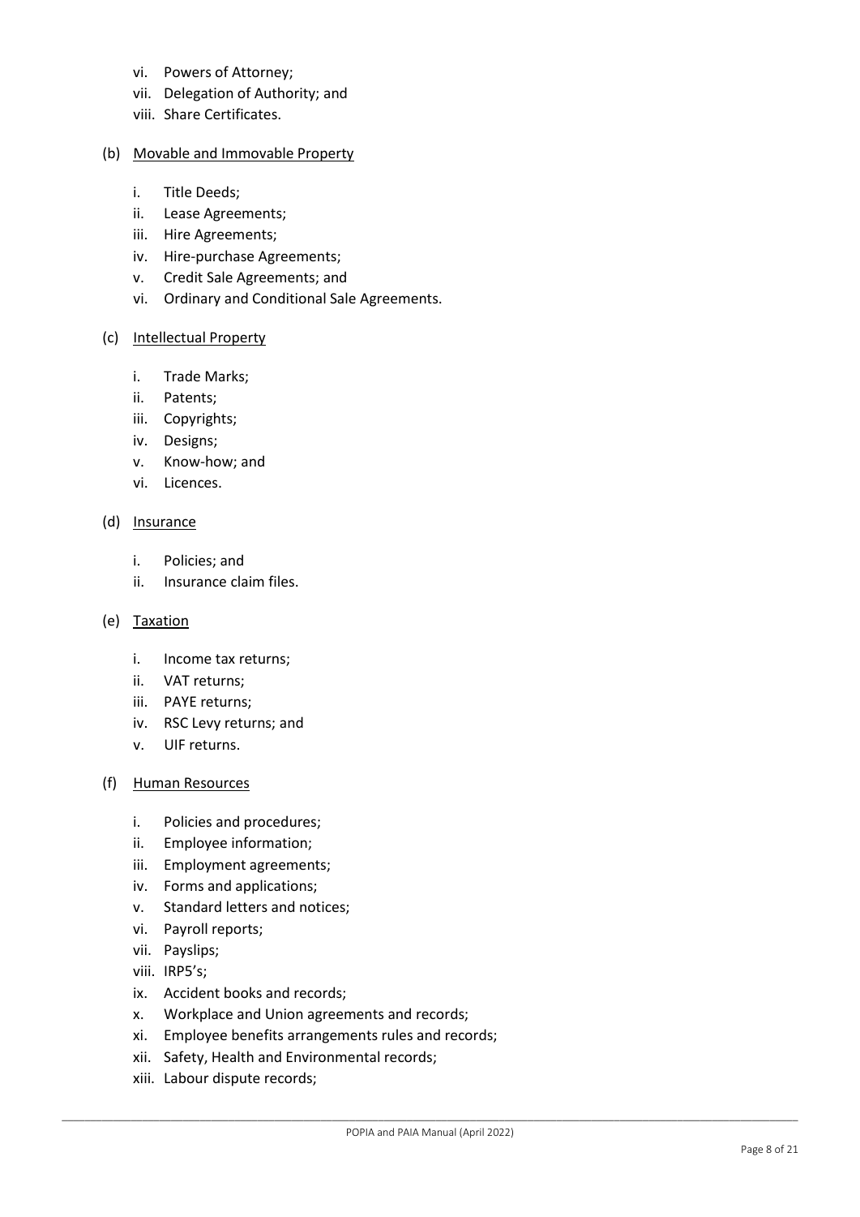vi. Powers of Attorney;
vii. Delegation of Authority; and
viii. Share Certificates.

(b) Movable and Immovable Property

i. Title Deeds;
ii. Lease Agreements;
iii. Hire Agreements;
iv. Hire-purchase Agreements;
v. Credit Sale Agreements; and
vi. Ordinary and Conditional Sale Agreements.

(c) Intellectual Property

i. Trade Marks;
ii. Patents;
iii. Copyrights;
iv. Designs;
v. Know-how; and
vi. Licences.

(d) Insurance

i. Policies; and
ii. Insurance claim files.

(e) Taxation

i. Income tax returns;
ii. VAT returns;
iii. PAYE returns;
iv. RSC Levy returns; and
v. UIF returns.

(f) Human Resources

i. Policies and procedures;
ii. Employee information;
iii. Employment agreements;
iv. Forms and applications;
v. Standard letters and notices;
vi. Payroll reports;
vii. Payslips;
viii. IRP5's;
ix. Accident books and records;
x. Workplace and Union agreements and records;
xi. Employee benefits arrangements rules and records;
xii. Safety, Health and Environmental records;
xiii. Labour dispute records;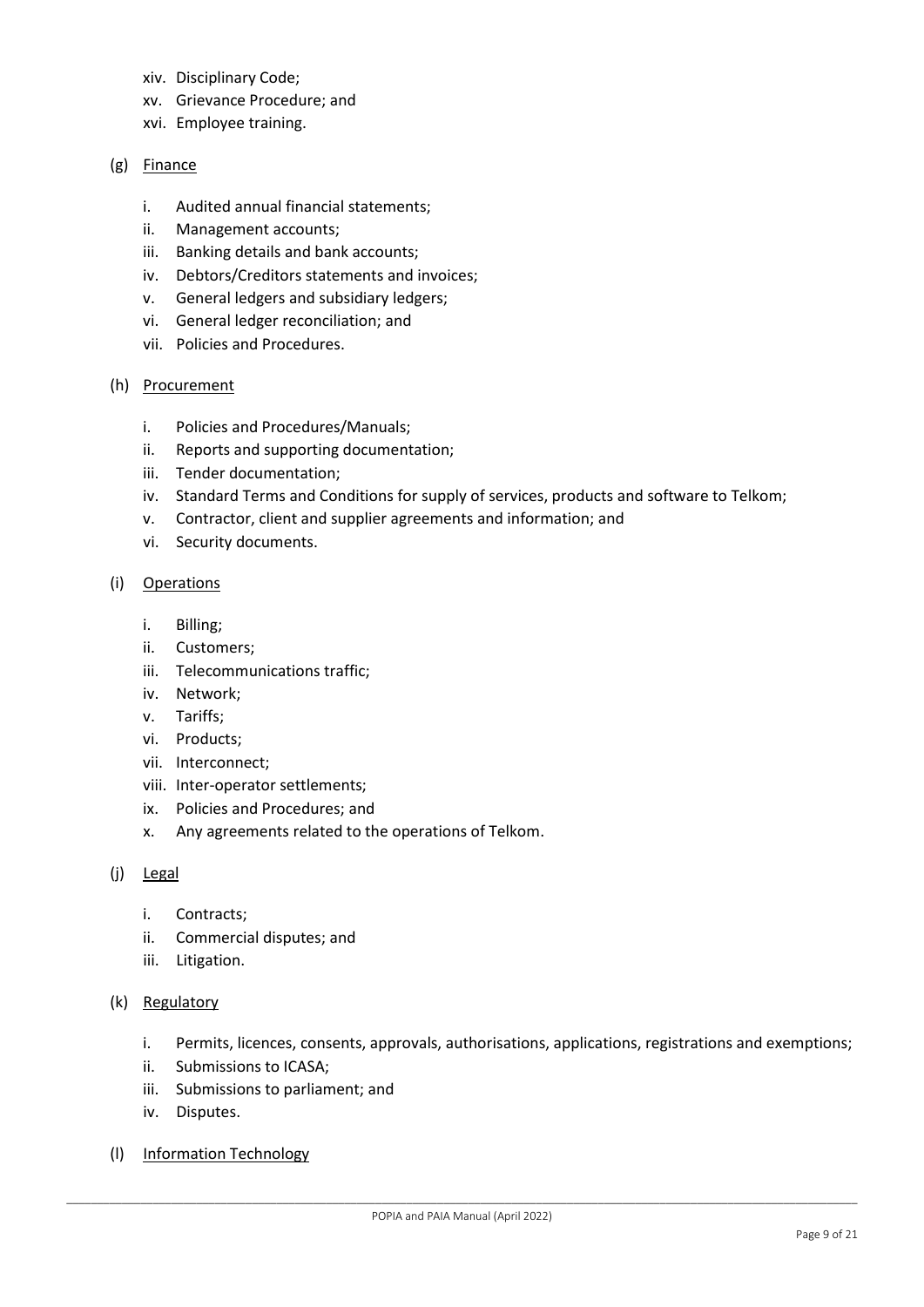xiv. Disciplinary Code;
xv. Grievance Procedure; and
xvi. Employee training.

(g) <u>Finance</u>

i. Audited annual financial statements;
ii. Management accounts;
iii. Banking details and bank accounts;
iv. Debtors/Creditors statements and invoices;
v. General ledgers and subsidiary ledgers;
vi. General ledger reconciliation; and
vii. Policies and Procedures.

(h) <u>Procurement</u>

i. Policies and Procedures/Manuals;
ii. Reports and supporting documentation;
iii. Tender documentation;
iv. Standard Terms and Conditions for supply of services, products and software to Telkom;
v. Contractor, client and supplier agreements and information; and
vi. Security documents.

(i) <u>Operations</u>

i. Billing;
ii. Customers;
iii. Telecommunications traffic;
iv. Network;
v. Tariffs;
vi. Products;
vii. Interconnect;
viii. Inter-operator settlements;
ix. Policies and Procedures; and
x. Any agreements related to the operations of Telkom.

(j) <u>Legal</u>

i. Contracts;
ii. Commercial disputes; and
iii. Litigation.

(k) <u>Regulatory</u>

i. Permits, licences, consents, approvals, authorisations, applications, registrations and exemptions;
ii. Submissions to ICASA;
iii. Submissions to parliament; and
iv. Disputes.

(l) <u>Information Technology</u>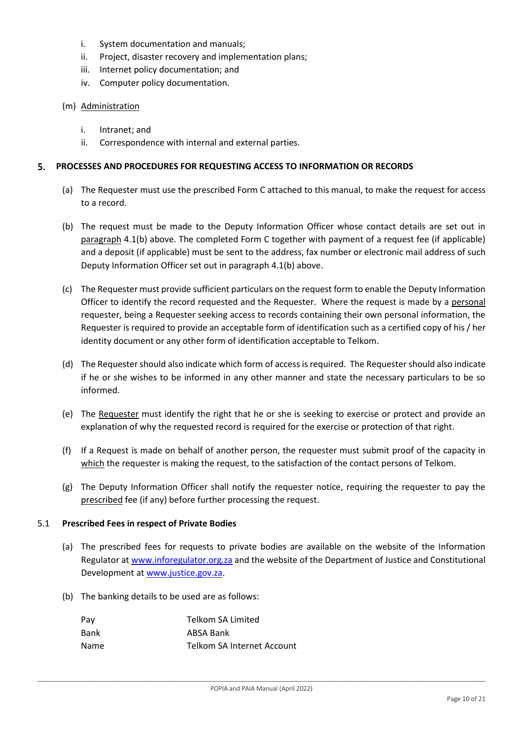i. System documentation and manuals;
ii. Project, disaster recovery and implementation plans;
iii. Internet policy documentation; and
iv. Computer policy documentation.

(m) Administration

i. Intranet; and
ii. Correspondence with internal and external parties.

## 5. PROCESSES AND PROCEDURES FOR REQUESTING ACCESS TO INFORMATION OR RECORDS

(a) The Requester must use the prescribed Form C attached to this manual, to make the request for access to a record.

(b) The request must be made to the Deputy Information Officer whose contact details are set out in paragraph 4.1(b) above. The completed Form C together with payment of a request fee (if applicable) and a deposit (if applicable) must be sent to the address, fax number or electronic mail address of such Deputy Information Officer set out in paragraph 4.1(b) above.

(c) The Requester must provide sufficient particulars on the request form to enable the Deputy Information Officer to identify the record requested and the Requester. Where the request is made by a personal requester, being a Requester seeking access to records containing their own personal information, the Requester is required to provide an acceptable form of identification such as a certified copy of his / her identity document or any other form of identification acceptable to Telkom.

(d) The Requester should also indicate which form of access is required. The Requester should also indicate if he or she wishes to be informed in any other manner and state the necessary particulars to be so informed.

(e) The Requester must identify the right that he or she is seeking to exercise or protect and provide an explanation of why the requested record is required for the exercise or protection of that right.

(f) If a Request is made on behalf of another person, the requester must submit proof of the capacity in which the requester is making the request, to the satisfaction of the contact persons of Telkom.

(g) The Deputy Information Officer shall notify the requester notice, requiring the requester to pay the prescribed fee (if any) before further processing the request.

### 5.1 Prescribed Fees in respect of Private Bodies

(a) The prescribed fees for requests to private bodies are available on the website of the Information Regulator at www.inforegulator.org.za and the website of the Department of Justice and Constitutional Development at www.justice.gov.za.

(b) The banking details to be used are as follows:

| | |
|---|---|
| Pay | Telkom SA Limited |
| Bank | ABSA Bank |
| Name | Telkom SA Internet Account |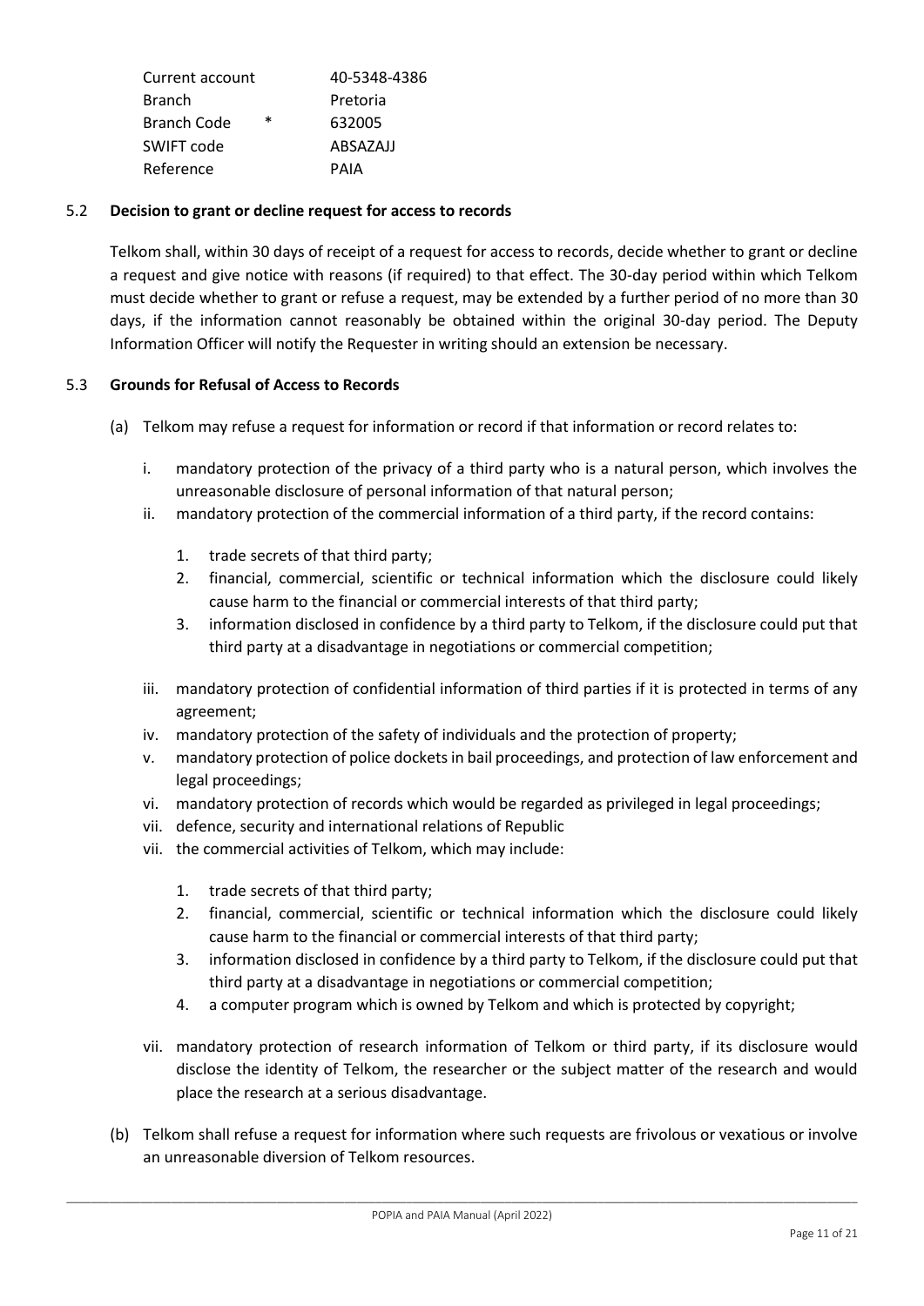| | | |
|---|---|---|
| Current account | | 40-5348-4386 |
| Branch | | Pretoria |
| Branch Code | * | 632005 |
| SWIFT code | | ABSAZAJJ |
| Reference | | PAIA |

### 5.2 **Decision to grant or decline request for access to records**

Telkom shall, within 30 days of receipt of a request for access to records, decide whether to grant or decline a request and give notice with reasons (if required) to that effect. The 30-day period within which Telkom must decide whether to grant or refuse a request, may be extended by a further period of no more than 30 days, if the information cannot reasonably be obtained within the original 30-day period. The Deputy Information Officer will notify the Requester in writing should an extension be necessary.

### 5.3 **Grounds for Refusal of Access to Records**

(a) Telkom may refuse a request for information or record if that information or record relates to:

   i. mandatory protection of the privacy of a third party who is a natural person, which involves the unreasonable disclosure of personal information of that natural person;
   ii. mandatory protection of the commercial information of a third party, if the record contains:

      1. trade secrets of that third party;
      2. financial, commercial, scientific or technical information which the disclosure could likely cause harm to the financial or commercial interests of that third party;
      3. information disclosed in confidence by a third party to Telkom, if the disclosure could put that third party at a disadvantage in negotiations or commercial competition;

   iii. mandatory protection of confidential information of third parties if it is protected in terms of any agreement;
   iv. mandatory protection of the safety of individuals and the protection of property;
   v. mandatory protection of police dockets in bail proceedings, and protection of law enforcement and legal proceedings;
   vi. mandatory protection of records which would be regarded as privileged in legal proceedings;
   vii. defence, security and international relations of Republic
   vii. the commercial activities of Telkom, which may include:

      1. trade secrets of that third party;
      2. financial, commercial, scientific or technical information which the disclosure could likely cause harm to the financial or commercial interests of that third party;
      3. information disclosed in confidence by a third party to Telkom, if the disclosure could put that third party at a disadvantage in negotiations or commercial competition;
      4. a computer program which is owned by Telkom and which is protected by copyright;

   vii. mandatory protection of research information of Telkom or third party, if its disclosure would disclose the identity of Telkom, the researcher or the subject matter of the research and would place the research at a serious disadvantage.

(b) Telkom shall refuse a request for information where such requests are frivolous or vexatious or involve an unreasonable diversion of Telkom resources.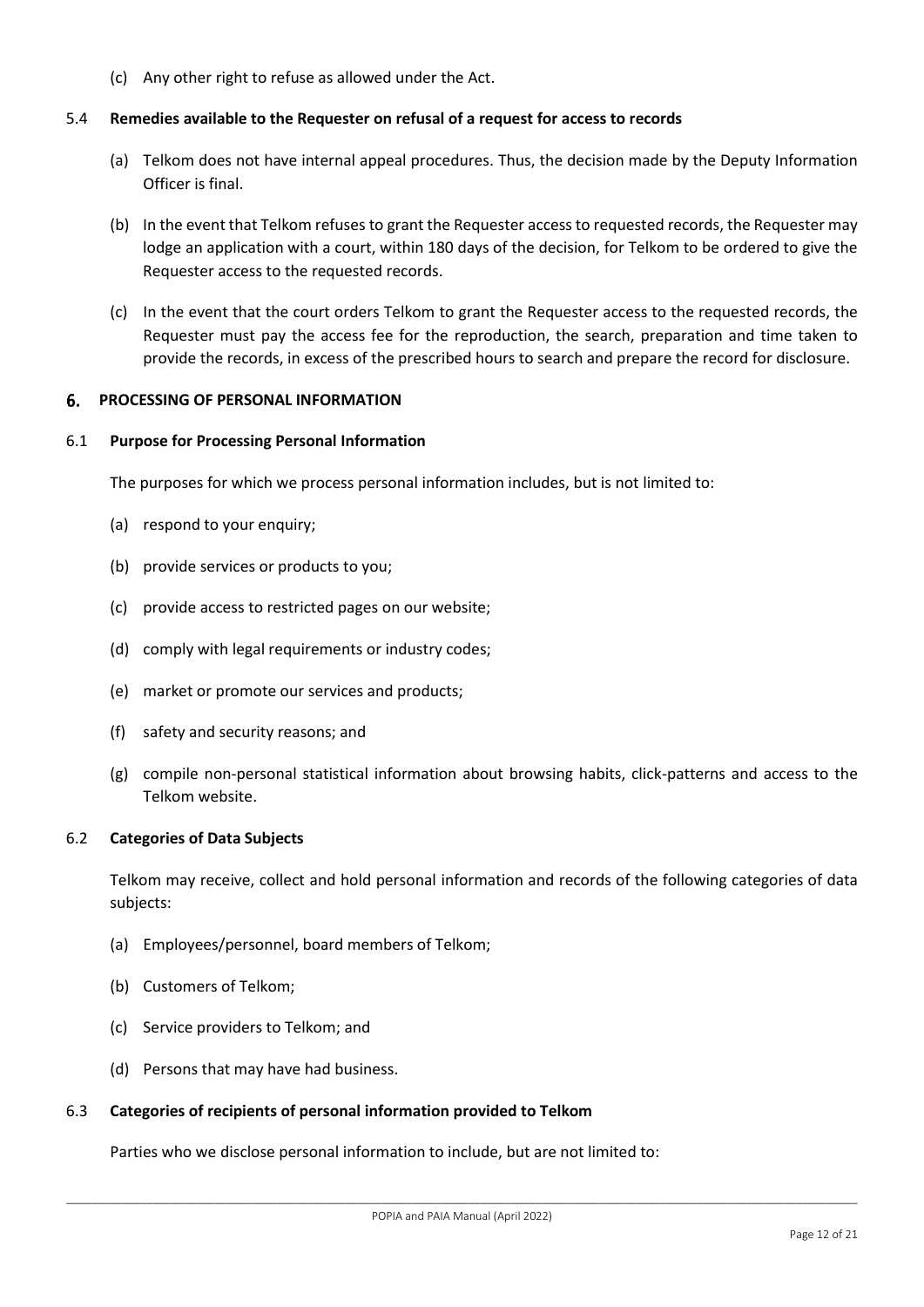(c) Any other right to refuse as allowed under the Act.

### 5.4 Remedies available to the Requester on refusal of a request for access to records

(a) Telkom does not have internal appeal procedures. Thus, the decision made by the Deputy Information Officer is final.

(b) In the event that Telkom refuses to grant the Requester access to requested records, the Requester may lodge an application with a court, within 180 days of the decision, for Telkom to be ordered to give the Requester access to the requested records.

(c) In the event that the court orders Telkom to grant the Requester access to the requested records, the Requester must pay the access fee for the reproduction, the search, preparation and time taken to provide the records, in excess of the prescribed hours to search and prepare the record for disclosure.

## 6. PROCESSING OF PERSONAL INFORMATION

### 6.1 Purpose for Processing Personal Information

The purposes for which we process personal information includes, but is not limited to:

(a) respond to your enquiry;

(b) provide services or products to you;

(c) provide access to restricted pages on our website;

(d) comply with legal requirements or industry codes;

(e) market or promote our services and products;

(f) safety and security reasons; and

(g) compile non-personal statistical information about browsing habits, click-patterns and access to the Telkom website.

### 6.2 Categories of Data Subjects

Telkom may receive, collect and hold personal information and records of the following categories of data subjects:

(a) Employees/personnel, board members of Telkom;

(b) Customers of Telkom;

(c) Service providers to Telkom; and

(d) Persons that may have had business.

### 6.3 Categories of recipients of personal information provided to Telkom

Parties who we disclose personal information to include, but are not limited to: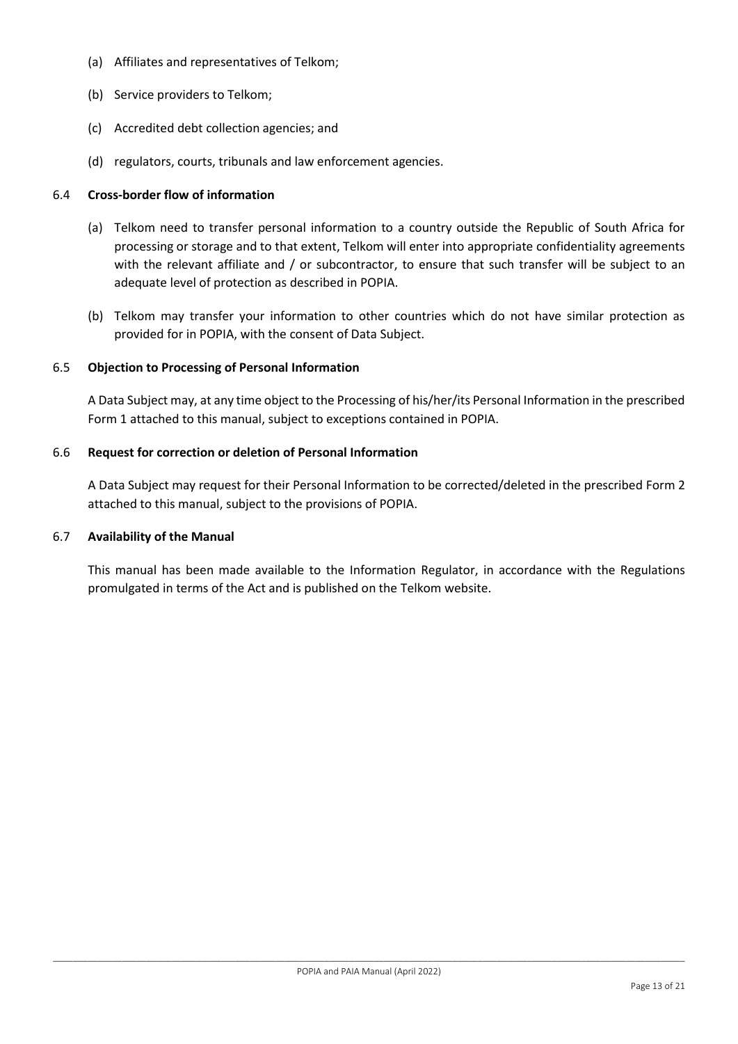(a) Affiliates and representatives of Telkom;

(b) Service providers to Telkom;

(c) Accredited debt collection agencies; and

(d) regulators, courts, tribunals and law enforcement agencies.

**6.4 Cross-border flow of information**

(a) Telkom need to transfer personal information to a country outside the Republic of South Africa for processing or storage and to that extent, Telkom will enter into appropriate confidentiality agreements with the relevant affiliate and / or subcontractor, to ensure that such transfer will be subject to an adequate level of protection as described in POPIA.

(b) Telkom may transfer your information to other countries which do not have similar protection as provided for in POPIA, with the consent of Data Subject.

**6.5 Objection to Processing of Personal Information**

A Data Subject may, at any time object to the Processing of his/her/its Personal Information in the prescribed Form 1 attached to this manual, subject to exceptions contained in POPIA.

**6.6 Request for correction or deletion of Personal Information**

A Data Subject may request for their Personal Information to be corrected/deleted in the prescribed Form 2 attached to this manual, subject to the provisions of POPIA.

**6.7 Availability of the Manual**

This manual has been made available to the Information Regulator, in accordance with the Regulations promulgated in terms of the Act and is published on the Telkom website.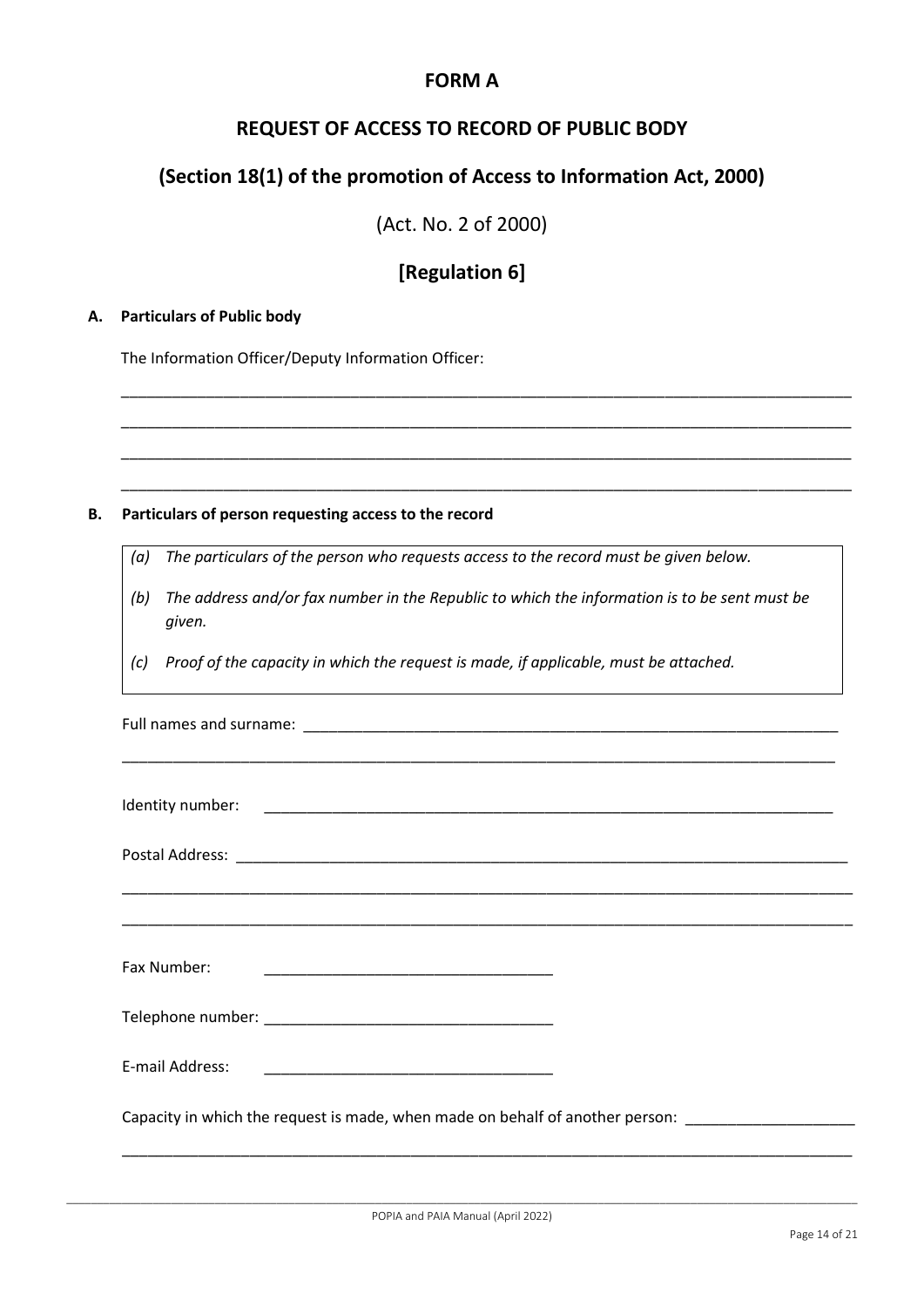# FORM A

## REQUEST OF ACCESS TO RECORD OF PUBLIC BODY

## (Section 18(1) of the promotion of Access to Information Act, 2000)

(Act. No. 2 of 2000)

## [Regulation 6]

**A. Particulars of Public body**

The Information Officer/Deputy Information Officer:

\_\_\_\_\_\_\_\_\_\_\_\_\_\_\_\_\_\_\_\_\_\_\_\_\_\_\_\_\_\_\_\_\_\_\_\_\_\_\_\_\_\_\_\_\_\_\_\_\_\_\_\_\_\_\_\_\_\_\_\_\_\_\_\_\_\_\_\_\_\_\_\_\_\_\_\_\_\_\_\_\_\_

\_\_\_\_\_\_\_\_\_\_\_\_\_\_\_\_\_\_\_\_\_\_\_\_\_\_\_\_\_\_\_\_\_\_\_\_\_\_\_\_\_\_\_\_\_\_\_\_\_\_\_\_\_\_\_\_\_\_\_\_\_\_\_\_\_\_\_\_\_\_\_\_\_\_\_\_\_\_\_\_\_\_

\_\_\_\_\_\_\_\_\_\_\_\_\_\_\_\_\_\_\_\_\_\_\_\_\_\_\_\_\_\_\_\_\_\_\_\_\_\_\_\_\_\_\_\_\_\_\_\_\_\_\_\_\_\_\_\_\_\_\_\_\_\_\_\_\_\_\_\_\_\_\_\_\_\_\_\_\_\_\_\_\_\_

\_\_\_\_\_\_\_\_\_\_\_\_\_\_\_\_\_\_\_\_\_\_\_\_\_\_\_\_\_\_\_\_\_\_\_\_\_\_\_\_\_\_\_\_\_\_\_\_\_\_\_\_\_\_\_\_\_\_\_\_\_\_\_\_\_\_\_\_\_\_\_\_\_\_\_\_\_\_\_\_\_\_

**B. Particulars of person requesting access to the record**

*(a) The particulars of the person who requests access to the record must be given below.*

*(b) The address and/or fax number in the Republic to which the information is to be sent must be given.*

*(c) Proof of the capacity in which the request is made, if applicable, must be attached.*

Full names and surname: \_\_\_\_\_\_\_\_\_\_\_\_\_\_\_\_\_\_\_\_\_\_\_\_\_\_\_\_\_\_\_\_\_\_\_\_\_\_\_\_\_\_\_\_\_\_\_\_\_\_\_\_\_\_\_\_\_\_\_\_

\_\_\_\_\_\_\_\_\_\_\_\_\_\_\_\_\_\_\_\_\_\_\_\_\_\_\_\_\_\_\_\_\_\_\_\_\_\_\_\_\_\_\_\_\_\_\_\_\_\_\_\_\_\_\_\_\_\_\_\_\_\_\_\_\_\_\_\_\_\_\_\_\_\_\_\_\_\_\_\_\_\_

Identity number: \_\_\_\_\_\_\_\_\_\_\_\_\_\_\_\_\_\_\_\_\_\_\_\_\_\_\_\_\_\_\_\_\_\_\_\_\_\_\_\_\_\_\_\_\_\_\_\_\_\_\_\_\_\_\_\_\_\_\_\_\_\_\_\_

Postal Address: \_\_\_\_\_\_\_\_\_\_\_\_\_\_\_\_\_\_\_\_\_\_\_\_\_\_\_\_\_\_\_\_\_\_\_\_\_\_\_\_\_\_\_\_\_\_\_\_\_\_\_\_\_\_\_\_\_\_\_\_\_\_\_\_\_\_\_

\_\_\_\_\_\_\_\_\_\_\_\_\_\_\_\_\_\_\_\_\_\_\_\_\_\_\_\_\_\_\_\_\_\_\_\_\_\_\_\_\_\_\_\_\_\_\_\_\_\_\_\_\_\_\_\_\_\_\_\_\_\_\_\_\_\_\_\_\_\_\_\_\_\_\_\_\_\_\_\_\_\_

\_\_\_\_\_\_\_\_\_\_\_\_\_\_\_\_\_\_\_\_\_\_\_\_\_\_\_\_\_\_\_\_\_\_\_\_\_\_\_\_\_\_\_\_\_\_\_\_\_\_\_\_\_\_\_\_\_\_\_\_\_\_\_\_\_\_\_\_\_\_\_\_\_\_\_\_\_\_\_\_\_\_

Fax Number: \_\_\_\_\_\_\_\_\_\_\_\_\_\_\_\_\_\_\_\_\_\_\_\_\_\_\_\_\_\_\_\_

Telephone number: \_\_\_\_\_\_\_\_\_\_\_\_\_\_\_\_\_\_\_\_\_\_\_\_\_\_\_\_\_\_\_\_

E-mail Address: \_\_\_\_\_\_\_\_\_\_\_\_\_\_\_\_\_\_\_\_\_\_\_\_\_\_\_\_\_\_\_\_

Capacity in which the request is made, when made on behalf of another person: \_\_\_\_\_\_\_\_\_\_\_\_\_\_\_\_\_\_\_

\_\_\_\_\_\_\_\_\_\_\_\_\_\_\_\_\_\_\_\_\_\_\_\_\_\_\_\_\_\_\_\_\_\_\_\_\_\_\_\_\_\_\_\_\_\_\_\_\_\_\_\_\_\_\_\_\_\_\_\_\_\_\_\_\_\_\_\_\_\_\_\_\_\_\_\_\_\_\_\_\_\_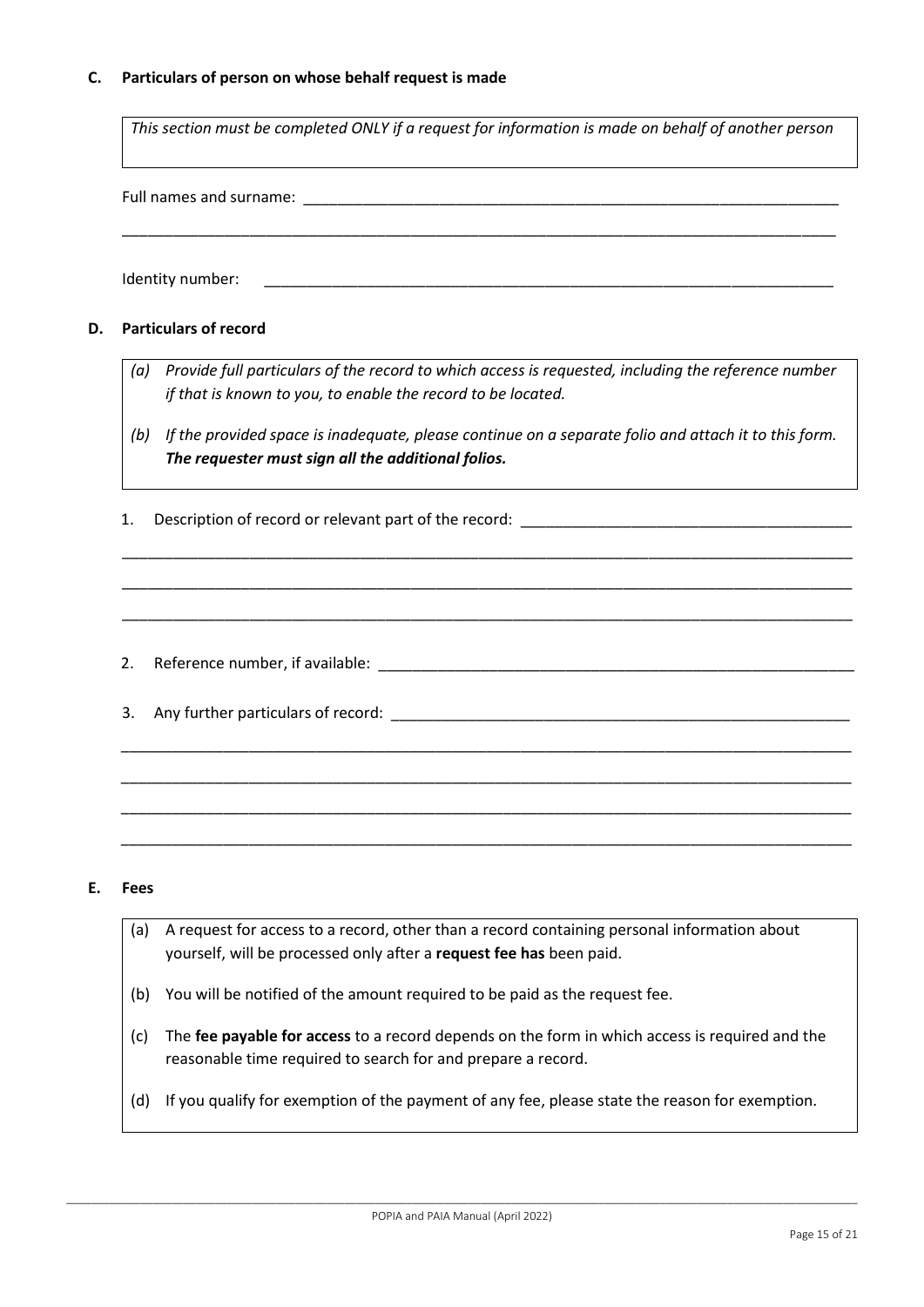## C. Particulars of person on whose behalf request is made

*This section must be completed ONLY if a request for information is made on behalf of another person*

Full names and surname: ___________________________________________________________________

___________________________________________________________________________________________

Identity number: ___________________________________________________________________________

## D. Particulars of record

*(a) Provide full particulars of the record to which access is requested, including the reference number if that is known to you, to enable the record to be located.*

*(b) If the provided space is inadequate, please continue on a separate folio and attach it to this form.* ***The requester must sign all the additional folios.***

1. Description of record or relevant part of the record: ________________________________________

___________________________________________________________________________________________

___________________________________________________________________________________________

___________________________________________________________________________________________

2. Reference number, if available: _________________________________________________________

3. Any further particulars of record: _______________________________________________________

___________________________________________________________________________________________

___________________________________________________________________________________________

___________________________________________________________________________________________

___________________________________________________________________________________________

## E. Fees

(a) A request for access to a record, other than a record containing personal information about yourself, will be processed only after a **request fee has** been paid.

(b) You will be notified of the amount required to be paid as the request fee.

(c) The **fee payable for access** to a record depends on the form in which access is required and the reasonable time required to search for and prepare a record.

(d) If you qualify for exemption of the payment of any fee, please state the reason for exemption.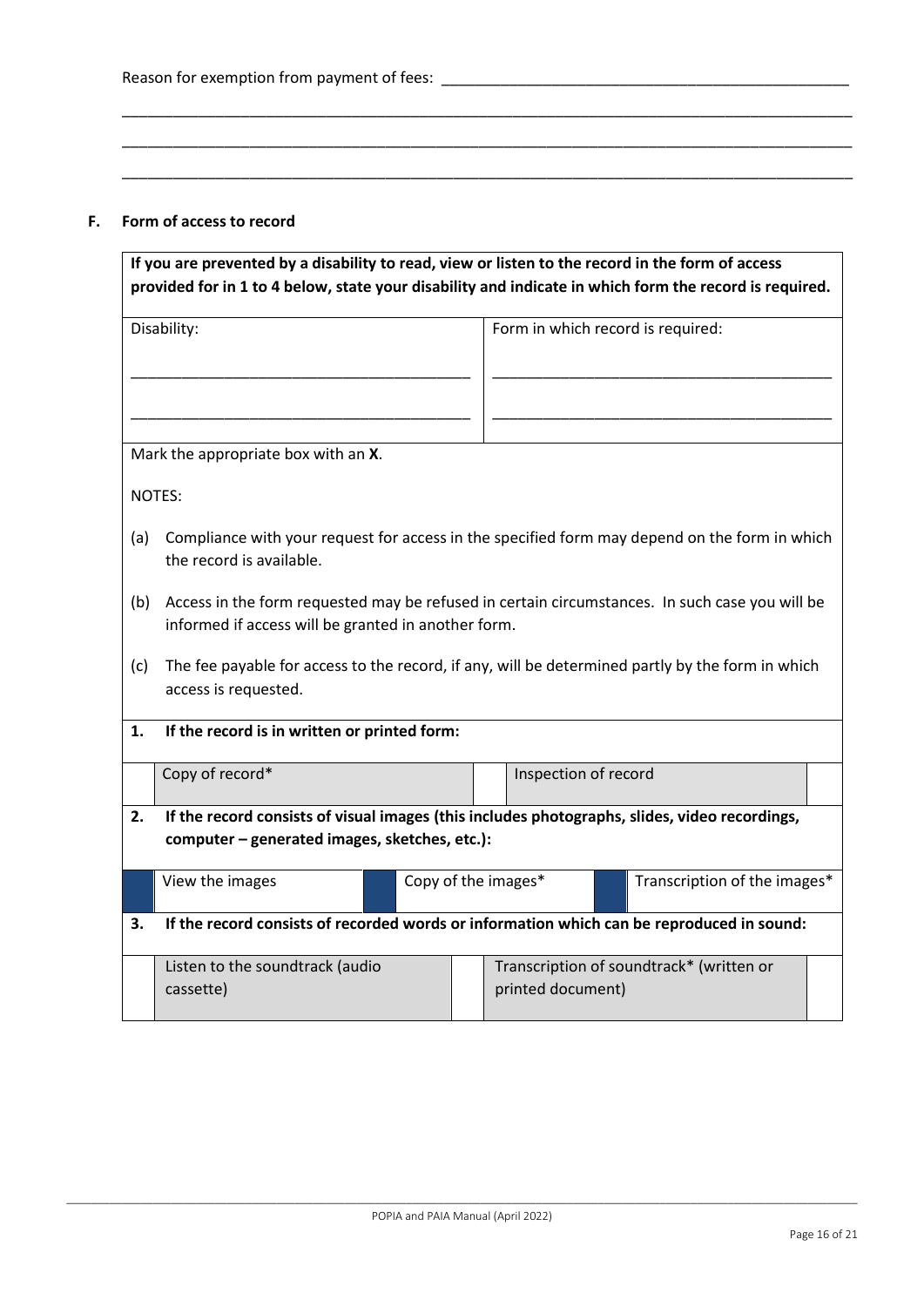Reason for exemption from payment of fees: ________________________________________________

______________________________________________________________________________________

______________________________________________________________________________________

______________________________________________________________________________________

**F. Form of access to record**

**If you are prevented by a disability to read, view or listen to the record in the form of access provided for in 1 to 4 below, state your disability and indicate in which form the record is required.**

| Disability: | Form in which record is required: |
| --- | --- |
| ________________________________________ | ________________________________________ |
| ________________________________________ | ________________________________________ |

Mark the appropriate box with an **X**.

NOTES:

(a) Compliance with your request for access in the specified form may depend on the form in which the record is available.

(b) Access in the form requested may be refused in certain circumstances. In such case you will be informed if access will be granted in another form.

(c) The fee payable for access to the record, if any, will be determined partly by the form in which access is requested.

**1. If the record is in written or printed form:**

| | | | | |
| --- | --- | --- | --- | --- |
| | Copy of record* | | Inspection of record | |

**2. If the record consists of visual images (this includes photographs, slides, video recordings, computer – generated images, sketches, etc.):**

| | | | | | |
| --- | --- | --- | --- | --- | --- |
| | View the images | | Copy of the images* | | Transcription of the images* |

**3. If the record consists of recorded words or information which can be reproduced in sound:**

| | | | | |
| --- | --- | --- | --- | --- |
| | Listen to the soundtrack (audio cassette) | | Transcription of soundtrack* (written or printed document) | |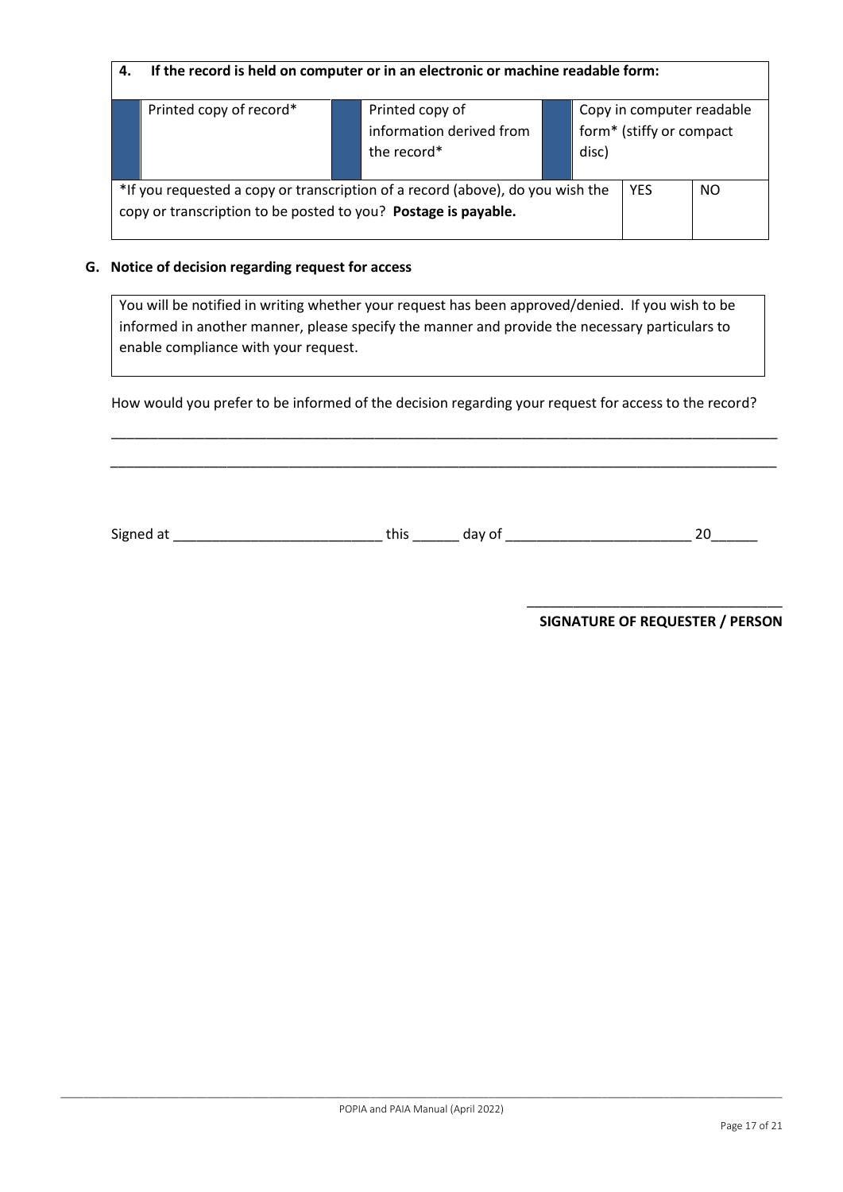| **4. If the record is held on computer or in an electronic or machine readable form:** | | | | | |
|---|---|---|---|---|---|
| | Printed copy of record* | | Printed copy of information derived from the record* | | Copy in computer readable form* (stiffy or compact disc) |

| *If you requested a copy or transcription of a record (above), do you wish the copy or transcription to be posted to you? **Postage is payable.** | YES | NO |
|---|---|---|

**G. Notice of decision regarding request for access**

You will be notified in writing whether your request has been approved/denied. If you wish to be informed in another manner, please specify the manner and provide the necessary particulars to enable compliance with your request.

How would you prefer to be informed of the decision regarding your request for access to the record?

_______________________________________________________________________________________

_______________________________________________________________________________________

Signed at ___________________________ this ______ day of ________________________ 20______

_________________________________

**SIGNATURE OF REQUESTER / PERSON**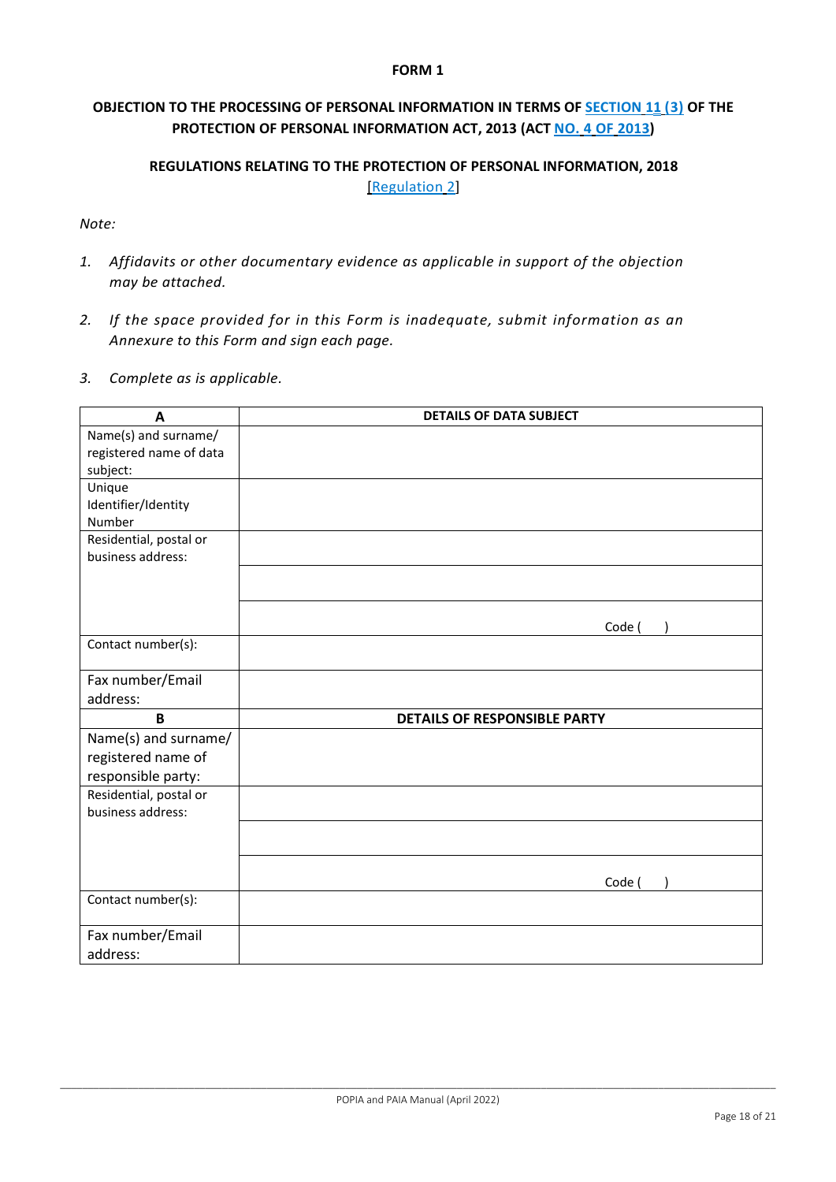**FORM 1**

**OBJECTION TO THE PROCESSING OF PERSONAL INFORMATION IN TERMS OF SECTION 11 (3) OF THE PROTECTION OF PERSONAL INFORMATION ACT, 2013 (ACT NO. 4 OF 2013)**

**REGULATIONS RELATING TO THE PROTECTION OF PERSONAL INFORMATION, 2018**

[Regulation 2]

*Note:*

1. *Affidavits or other documentary evidence as applicable in support of the objection may be attached.*
2. *If the space provided for in this Form is inadequate, submit information as an Annexure to this Form and sign each page.*
3. *Complete as is applicable.*

| A | DETAILS OF DATA SUBJECT |
|---|---|
| Name(s) and surname/ registered name of data subject: | |
| Unique Identifier/Identity Number | |
| Residential, postal or business address: | |
| | |
| | Code (      ) |
| Contact number(s): | |
| Fax number/Email address: | |
| **B** | **DETAILS OF RESPONSIBLE PARTY** |
| Name(s) and surname/ registered name of responsible party: | |
| Residential, postal or business address: | |
| | |
| | Code (      ) |
| Contact number(s): | |
| Fax number/Email address: | |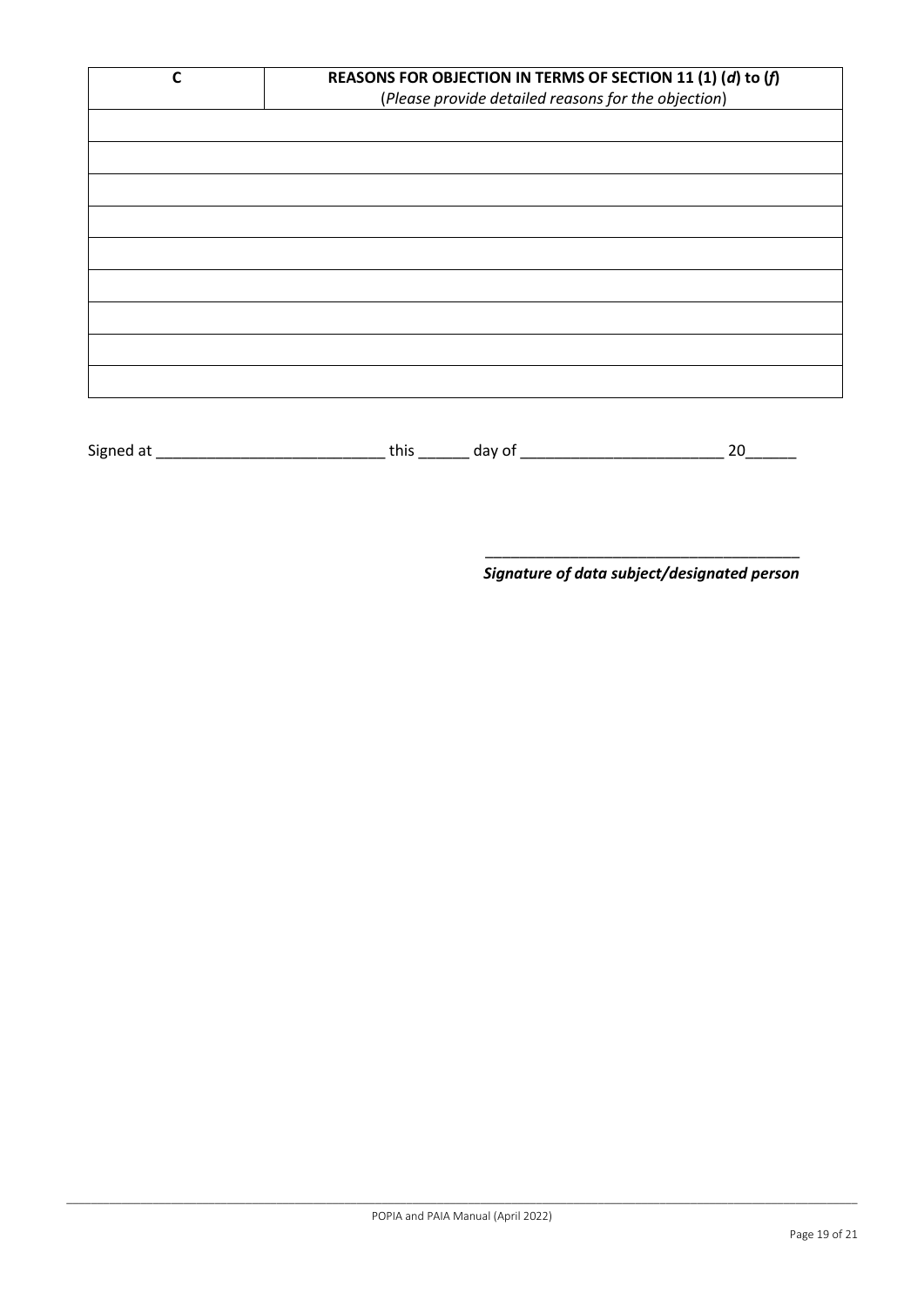| C | **REASONS FOR OBJECTION IN TERMS OF SECTION 11 (1) (*d*) to (*f*)** (*Please provide detailed reasons for the objection*) |
|---|---|
| | |
| | |
| | |
| | |
| | |
| | |
| | |
| | |
| | |

Signed at ___________________________ this ______ day of ________________________ 20______

_____________________________________
***Signature of data subject/designated person***

POPIA and PAIA Manual (April 2022)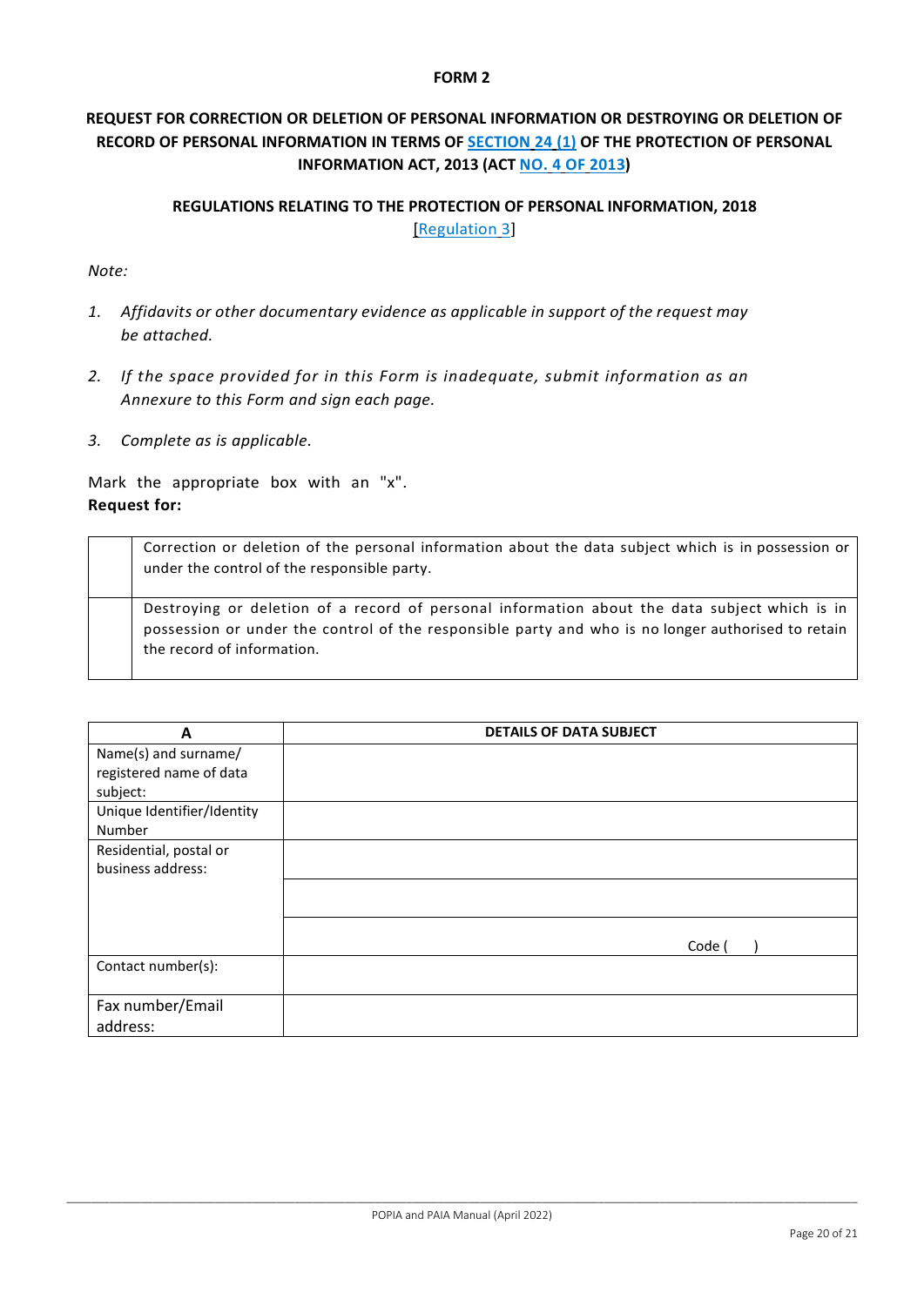**FORM 2**

**REQUEST FOR CORRECTION OR DELETION OF PERSONAL INFORMATION OR DESTROYING OR DELETION OF RECORD OF PERSONAL INFORMATION IN TERMS OF SECTION 24 (1) OF THE PROTECTION OF PERSONAL INFORMATION ACT, 2013 (ACT NO. 4 OF 2013)**

**REGULATIONS RELATING TO THE PROTECTION OF PERSONAL INFORMATION, 2018**
[Regulation 3]

*Note:*

1. *Affidavits or other documentary evidence as applicable in support of the request may be attached.*
2. *If the space provided for in this Form is inadequate, submit information as an Annexure to this Form and sign each page.*
3. *Complete as is applicable.*

Mark the appropriate box with an "x".
**Request for:**

| | |
|---|---|
| | Correction or deletion of the personal information about the data subject which is in possession or under the control of the responsible party. |
| | Destroying or deletion of a record of personal information about the data subject which is in possession or under the control of the responsible party and who is no longer authorised to retain the record of information. |

| A | DETAILS OF DATA SUBJECT |
|---|---|
| Name(s) and surname/ registered name of data subject: | |
| Unique Identifier/Identity Number | |
| Residential, postal or business address: | |
| | |
| | Code ( ) |
| Contact number(s): | |
| Fax number/Email address: | |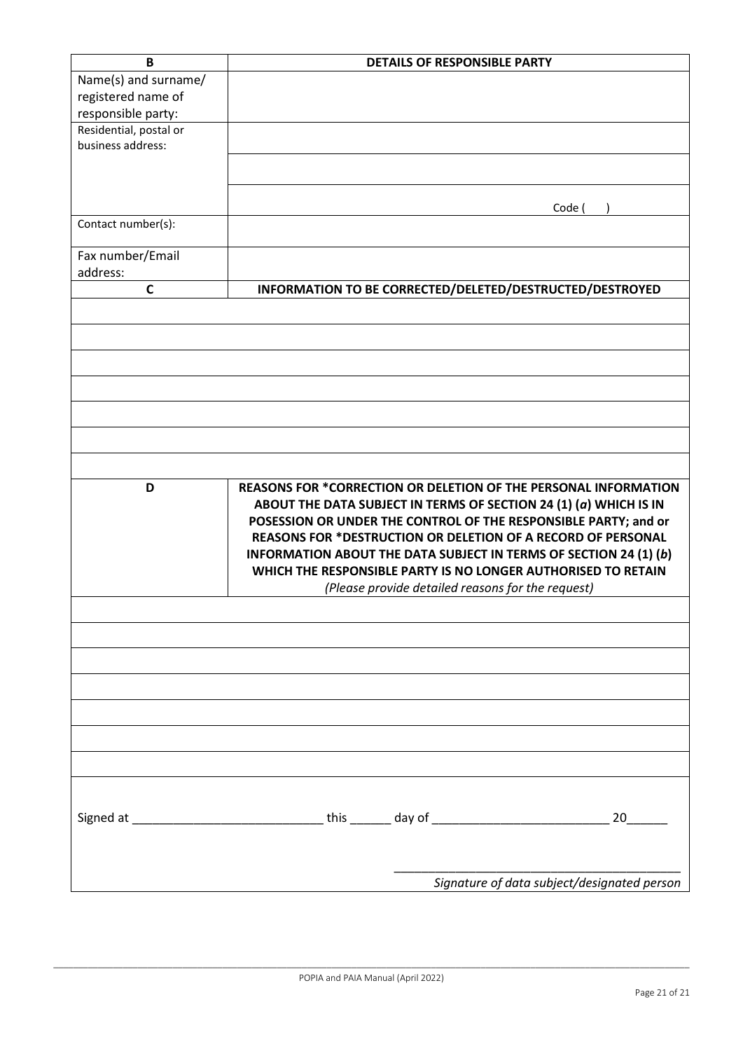| B | DETAILS OF RESPONSIBLE PARTY |
|---|---|
| Name(s) and surname/ registered name of responsible party: | |
| Residential, postal or business address: | |
| | |
| | Code (     ) |
| Contact number(s): | |
| Fax number/Email address: | |
| **C** | **INFORMATION TO BE CORRECTED/DELETED/DESTRUCTED/DESTROYED** |
| | |
| | |
| | |
| | |
| | |
| | |
| | |
| **D** | **REASONS FOR *CORRECTION OR DELETION OF THE PERSONAL INFORMATION ABOUT THE DATA SUBJECT IN TERMS OF SECTION 24 (1) (*a*) WHICH IS IN POSESSION OR UNDER THE CONTROL OF THE RESPONSIBLE PARTY; and or REASONS FOR *DESTRUCTION OR DELETION OF A RECORD OF PERSONAL INFORMATION ABOUT THE DATA SUBJECT IN TERMS OF SECTION 24 (1) (*b*) WHICH THE RESPONSIBLE PARTY IS NO LONGER AUTHORISED TO RETAIN** *(Please provide detailed reasons for the request)* |
| | |
| | |
| | |
| | |
| | |
| | |
| | |

Signed at ____________________________ this ______ day of __________________________ 20______

_____________________________________________

*Signature of data subject/designated person*